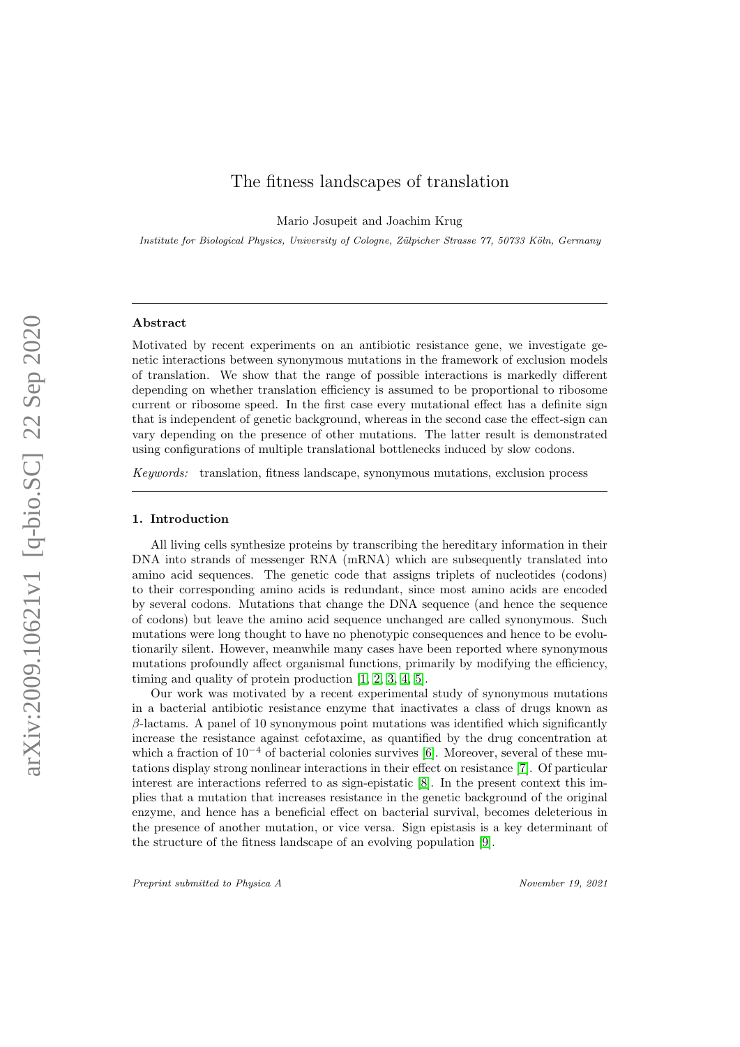# The fitness landscapes of translation

Mario Josupeit and Joachim Krug

*Institute for Biological Physics, University of Cologne, Zülpicher Strasse 77, 50733 Köln, Germany*

---

**Abstract**

Motivated by recent experiments on an antibiotic resistance gene, we investigate genetic interactions between synonymous mutations in the framework of exclusion models of translation. We show that the range of possible interactions is markedly different depending on whether translation efficiency is assumed to be proportional to ribosome current or ribosome speed. In the first case every mutational effect has a definite sign that is independent of genetic background, whereas in the second case the effect-sign can vary depending on the presence of other mutations. The latter result is demonstrated using configurations of multiple translational bottlenecks induced by slow codons.

*Keywords:* translation, fitness landscape, synonymous mutations, exclusion process

---

## 1. Introduction

All living cells synthesize proteins by transcribing the hereditary information in their DNA into strands of messenger RNA (mRNA) which are subsequently translated into amino acid sequences. The genetic code that assigns triplets of nucleotides (codons) to their corresponding amino acids is redundant, since most amino acids are encoded by several codons. Mutations that change the DNA sequence (and hence the sequence of codons) but leave the amino acid sequence unchanged are called synonymous. Such mutations were long thought to have no phenotypic consequences and hence to be evolutionarily silent. However, meanwhile many cases have been reported where synonymous mutations profoundly affect organismal functions, primarily by modifying the efficiency, timing and quality of protein production [1, 2, 3, 4, 5].

Our work was motivated by a recent experimental study of synonymous mutations in a bacterial antibiotic resistance enzyme that inactivates a class of drugs known as $\beta$-lactams. A panel of 10 synonymous point mutations was identified which significantly increase the resistance against cefotaxime, as quantified by the drug concentration at which a fraction of $10^{-4}$ of bacterial colonies survives [6]. Moreover, several of these mutations display strong nonlinear interactions in their effect on resistance [7]. Of particular interest are interactions referred to as sign-epistatic [8]. In the present context this implies that a mutation that increases resistance in the genetic background of the original enzyme, and hence has a beneficial effect on bacterial survival, becomes deleterious in the presence of another mutation, or vice versa. Sign epistasis is a key determinant of the structure of the fitness landscape of an evolving population [9].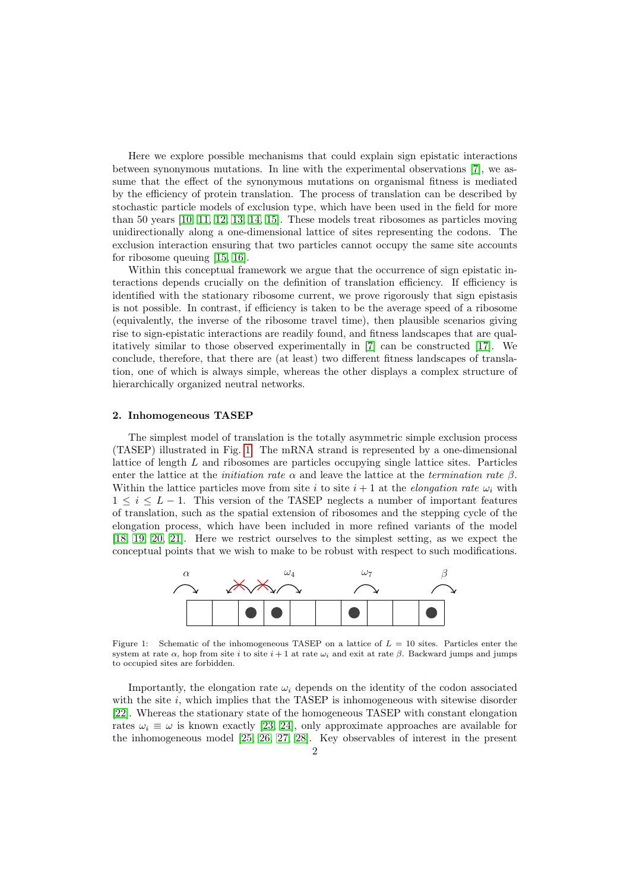Here we explore possible mechanisms that could explain sign epistatic interactions between synonymous mutations. In line with the experimental observations [7], we assume that the effect of the synonymous mutations on organismal fitness is mediated by the efficiency of protein translation. The process of translation can be described by stochastic particle models of exclusion type, which have been used in the field for more than 50 years [10, 11, 12, 13, 14, 15]. These models treat ribosomes as particles moving unidirectionally along a one-dimensional lattice of sites representing the codons. The exclusion interaction ensuring that two particles cannot occupy the same site accounts for ribosome queuing [15, 16].

Within this conceptual framework we argue that the occurrence of sign epistatic interactions depends crucially on the definition of translation efficiency. If efficiency is identified with the stationary ribosome current, we prove rigorously that sign epistasis is not possible. In contrast, if efficiency is taken to be the average speed of a ribosome (equivalently, the inverse of the ribosome travel time), then plausible scenarios giving rise to sign-epistatic interactions are readily found, and fitness landscapes that are qualitatively similar to those observed experimentally in [7] can be constructed [17]. We conclude, therefore, that there are (at least) two different fitness landscapes of translation, one of which is always simple, whereas the other displays a complex structure of hierarchically organized neutral networks.

## 2. Inhomogeneous TASEP

The simplest model of translation is the totally asymmetric simple exclusion process (TASEP) illustrated in Fig. 1. The mRNA strand is represented by a one-dimensional lattice of length $L$ and ribosomes are particles occupying single lattice sites. Particles enter the lattice at the *initiation rate* $\alpha$ and leave the lattice at the *termination rate* $\beta$. Within the lattice particles move from site $i$ to site $i+1$ at the *elongation rate* $\omega_i$ with $1 \leq i \leq L-1$. This version of the TASEP neglects a number of important features of translation, such as the spatial extension of ribosomes and the stepping cycle of the elongation process, which have been included in more refined variants of the model [18, 19, 20, 21]. Here we restrict ourselves to the simplest setting, as we expect the conceptual points that we wish to make to be robust with respect to such modifications.

Figure 1: Schematic of the inhomogeneous TASEP on a lattice of $L = 10$ sites. Particles enter the system at rate $\alpha$, hop from site $i$ to site $i+1$ at rate $\omega_i$ and exit at rate $\beta$. Backward jumps and jumps to occupied sites are forbidden.

Importantly, the elongation rate $\omega_i$ depends on the identity of the codon associated with the site $i$, which implies that the TASEP is inhomogeneous with sitewise disorder [22]. Whereas the stationary state of the homogeneous TASEP with constant elongation rates $\omega_i \equiv \omega$ is known exactly [23, 24], only approximate approaches are available for the inhomogeneous model [25, 26, 27, 28]. Key observables of interest in the present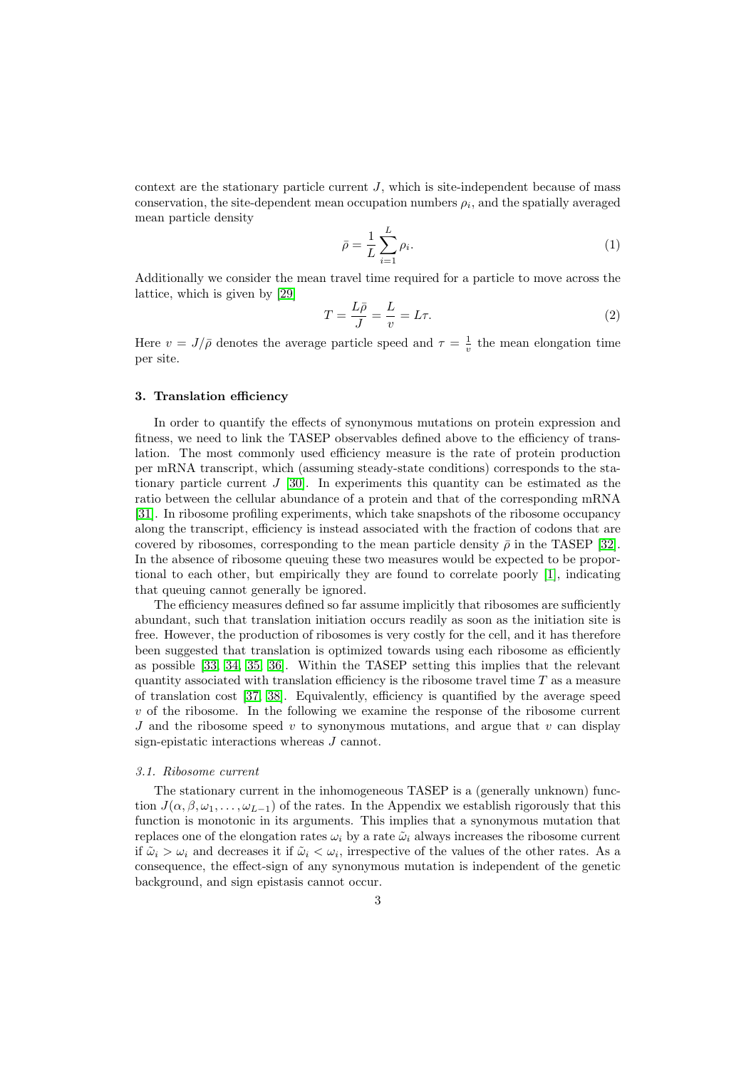context are the stationary particle current $J$, which is site-independent because of mass conservation, the site-dependent mean occupation numbers $\rho_i$, and the spatially averaged mean particle density

$$\bar{\rho} = \frac{1}{L} \sum_{i=1}^{L} \rho_i. \tag{1}$$

Additionally we consider the mean travel time required for a particle to move across the lattice, which is given by [29]

$$T = \frac{L\bar{\rho}}{J} = \frac{L}{v} = L\tau. \tag{2}$$

Here $v = J/\bar{\rho}$ denotes the average particle speed and $\tau = \frac{1}{v}$ the mean elongation time per site.

## 3. Translation efficiency

In order to quantify the effects of synonymous mutations on protein expression and fitness, we need to link the TASEP observables defined above to the efficiency of translation. The most commonly used efficiency measure is the rate of protein production per mRNA transcript, which (assuming steady-state conditions) corresponds to the stationary particle current $J$ [30]. In experiments this quantity can be estimated as the ratio between the cellular abundance of a protein and that of the corresponding mRNA [31]. In ribosome profiling experiments, which take snapshots of the ribosome occupancy along the transcript, efficiency is instead associated with the fraction of codons that are covered by ribosomes, corresponding to the mean particle density $\bar{\rho}$ in the TASEP [32]. In the absence of ribosome queuing these two measures would be expected to be proportional to each other, but empirically they are found to correlate poorly [1], indicating that queuing cannot generally be ignored.

The efficiency measures defined so far assume implicitly that ribosomes are sufficiently abundant, such that translation initiation occurs readily as soon as the initiation site is free. However, the production of ribosomes is very costly for the cell, and it has therefore been suggested that translation is optimized towards using each ribosome as efficiently as possible [33, 34, 35, 36]. Within the TASEP setting this implies that the relevant quantity associated with translation efficiency is the ribosome travel time $T$ as a measure of translation cost [37, 38]. Equivalently, efficiency is quantified by the average speed $v$ of the ribosome. In the following we examine the response of the ribosome current $J$ and the ribosome speed $v$ to synonymous mutations, and argue that $v$ can display sign-epistatic interactions whereas $J$ cannot.

### *3.1. Ribosome current*

The stationary current in the inhomogeneous TASEP is a (generally unknown) function $J(\alpha, \beta, \omega_1, \ldots, \omega_{L-1})$ of the rates. In the Appendix we establish rigorously that this function is monotonic in its arguments. This implies that a synonymous mutation that replaces one of the elongation rates $\omega_i$ by a rate $\tilde{\omega}_i$ always increases the ribosome current if $\tilde{\omega}_i > \omega_i$ and decreases it if $\tilde{\omega}_i < \omega_i$, irrespective of the values of the other rates. As a consequence, the effect-sign of any synonymous mutation is independent of the genetic background, and sign epistasis cannot occur.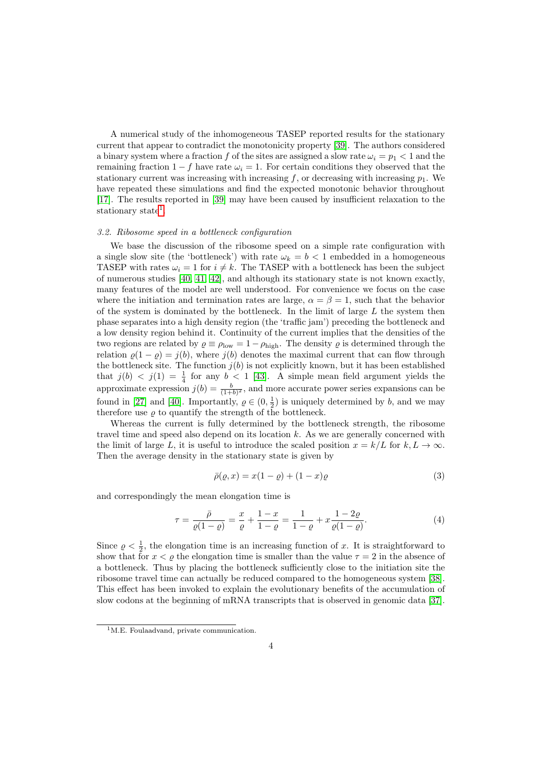A numerical study of the inhomogeneous TASEP reported results for the stationary current that appear to contradict the monotonicity property [39]. The authors considered a binary system where a fraction $f$ of the sites are assigned a slow rate $\omega_i = p_1 < 1$ and the remaining fraction $1 - f$ have rate $\omega_i = 1$. For certain conditions they observed that the stationary current was increasing with increasing $f$, or decreasing with increasing $p_1$. We have repeated these simulations and find the expected monotonic behavior throughout [17]. The results reported in [39] may have been caused by insufficient relaxation to the stationary state[1].

### *3.2. Ribosome speed in a bottleneck configuration*

We base the discussion of the ribosome speed on a simple rate configuration with a single slow site (the 'bottleneck') with rate $\omega_k = b < 1$ embedded in a homogeneous TASEP with rates $\omega_i = 1$ for $i \neq k$. The TASEP with a bottleneck has been the subject of numerous studies [40, 41, 42], and although its stationary state is not known exactly, many features of the model are well understood. For convenience we focus on the case where the initiation and termination rates are large, $\alpha = \beta = 1$, such that the behavior of the system is dominated by the bottleneck. In the limit of large $L$ the system then phase separates into a high density region (the 'traffic jam') preceding the bottleneck and a low density region behind it. Continuity of the current implies that the densities of the two regions are related by $\varrho \equiv \rho_{\text{low}} = 1 - \rho_{\text{high}}$. The density $\varrho$ is determined through the relation $\varrho(1 - \varrho) = j(b)$, where $j(b)$ denotes the maximal current that can flow through the bottleneck site. The function $j(b)$ is not explicitly known, but it has been established that $j(b) < j(1) = \frac{1}{4}$ for any $b < 1$ [43]. A simple mean field argument yields the approximate expression $j(b) = \frac{b}{(1+b)^2}$, and more accurate power series expansions can be found in [27] and [40]. Importantly, $\varrho \in (0, \frac{1}{2})$ is uniquely determined by $b$, and we may therefore use $\varrho$ to quantify the strength of the bottleneck.

Whereas the current is fully determined by the bottleneck strength, the ribosome travel time and speed also depend on its location $k$. As we are generally concerned with the limit of large $L$, it is useful to introduce the scaled position $x = k/L$ for $k, L \to \infty$. Then the average density in the stationary state is given by

$$\bar{\rho}(\varrho, x) = x(1 - \varrho) + (1 - x)\varrho \tag{3}$$

and correspondingly the mean elongation time is

$$\tau = \frac{\bar{\rho}}{\varrho(1 - \varrho)} = \frac{x}{\varrho} + \frac{1 - x}{1 - \varrho} = \frac{1}{1 - \varrho} + x\frac{1 - 2\varrho}{\varrho(1 - \varrho)}. \tag{4}$$

Since $\varrho < \frac{1}{2}$, the elongation time is an increasing function of $x$. It is straightforward to show that for $x < \varrho$ the elongation time is smaller than the value $\tau = 2$ in the absence of a bottleneck. Thus by placing the bottleneck sufficiently close to the initiation site the ribosome travel time can actually be reduced compared to the homogeneous system [38]. This effect has been invoked to explain the evolutionary benefits of the accumulation of slow codons at the beginning of mRNA transcripts that is observed in genomic data [37].

[1] M.E. Foulaadvand, private communication.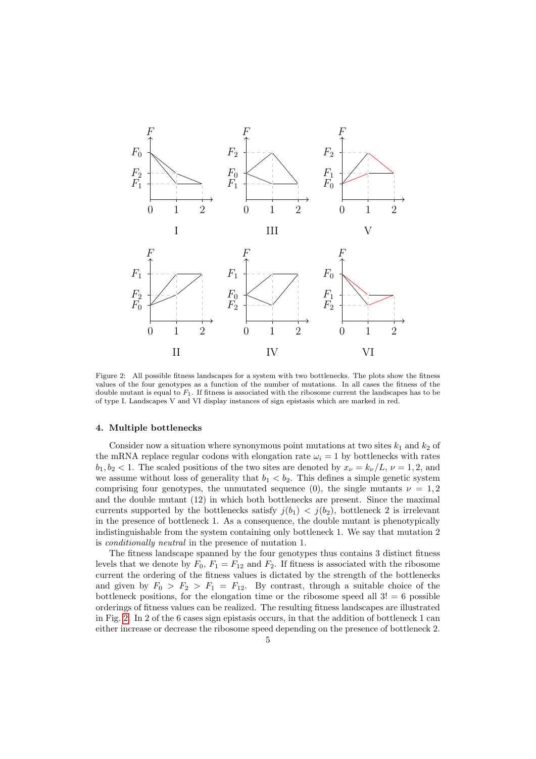Figure 2: All possible fitness landscapes for a system with two bottlenecks. The plots show the fitness values of the four genotypes as a function of the number of mutations. In all cases the fitness of the double mutant is equal to $F_1$. If fitness is associated with the ribosome current the landscapes has to be of type I. Landscapes V and VI display instances of sign epistasis which are marked in red.

## 4. Multiple bottlenecks

Consider now a situation where synonymous point mutations at two sites $k_1$ and $k_2$ of the mRNA replace regular codons with elongation rate $\omega_i = 1$ by bottlenecks with rates $b_1, b_2 < 1$. The scaled positions of the two sites are denoted by $x_\nu = k_\nu/L$, $\nu = 1, 2$, and we assume without loss of generality that $b_1 < b_2$. This defines a simple genetic system comprising four genotypes, the unmutated sequence (0), the single mutants $\nu = 1, 2$ and the double mutant (12) in which both bottlenecks are present. Since the maximal currents supported by the bottlenecks satisfy $j(b_1) < j(b_2)$, bottleneck 2 is irrelevant in the presence of bottleneck 1. As a consequence, the double mutant is phenotypically indistinguishable from the system containing only bottleneck 1. We say that mutation 2 is *conditionally neutral* in the presence of mutation 1.

The fitness landscape spanned by the four genotypes thus contains 3 distinct fitness levels that we denote by $F_0$, $F_1 = F_{12}$ and $F_2$. If fitness is associated with the ribosome current the ordering of the fitness values is dictated by the strength of the bottlenecks and given by $F_0 > F_2 > F_1 = F_{12}$. By contrast, through a suitable choice of the bottleneck positions, for the elongation time or the ribosome speed all $3! = 6$ possible orderings of fitness values can be realized. The resulting fitness landscapes are illustrated in Fig. 2. In 2 of the 6 cases sign epistasis occurs, in that the addition of bottleneck 1 can either increase or decrease the ribosome speed depending on the presence of bottleneck 2.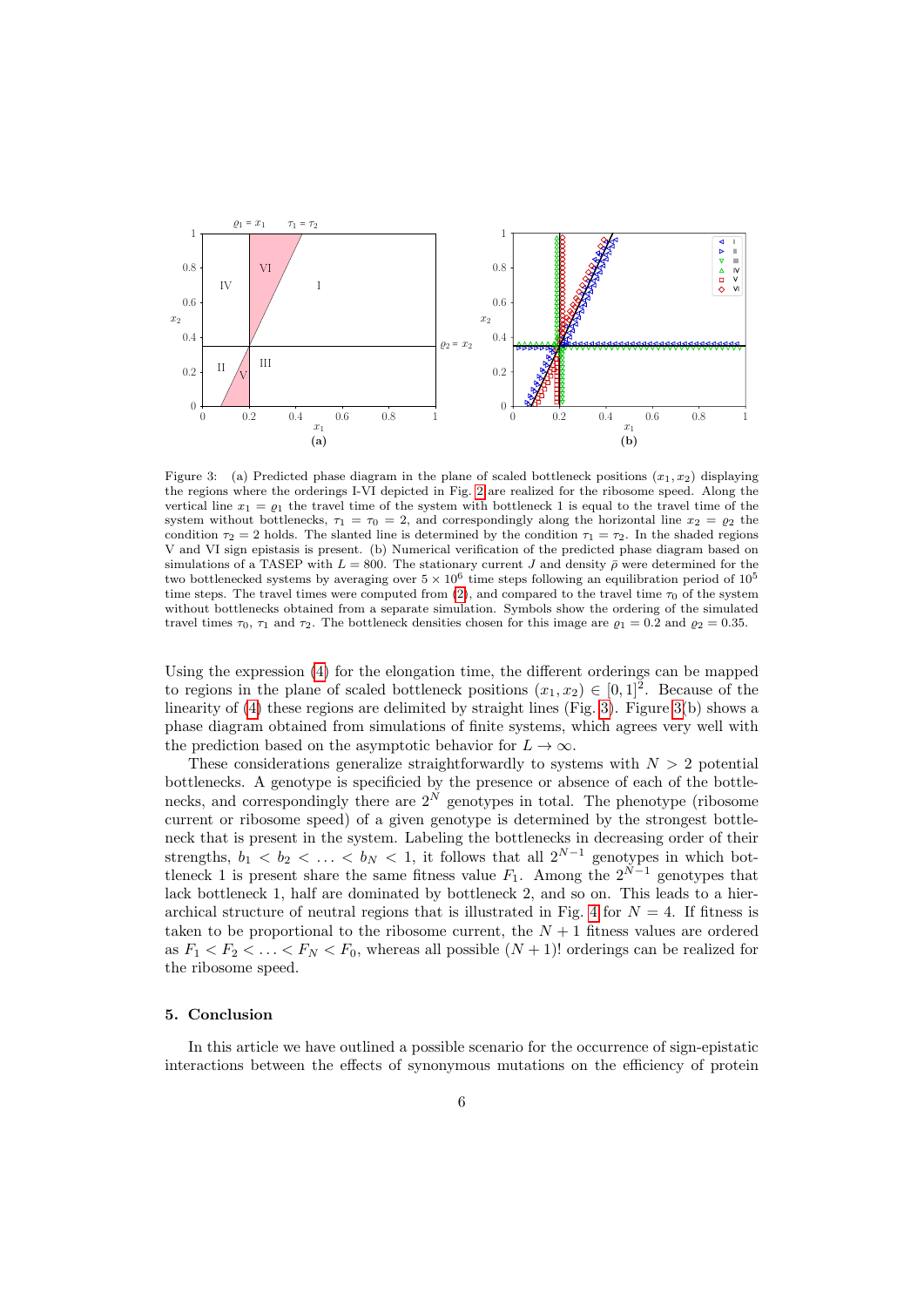Figure 3: (a) Predicted phase diagram in the plane of scaled bottleneck positions $(x_1, x_2)$ displaying the regions where the orderings I-VI depicted in Fig. 2 are realized for the ribosome speed. Along the vertical line $x_1 = \varrho_1$ the travel time of the system with bottleneck 1 is equal to the travel time of the system without bottlenecks, $\tau_1 = \tau_0 = 2$, and correspondingly along the horizontal line $x_2 = \varrho_2$ the condition $\tau_2 = 2$ holds. The slanted line is determined by the condition $\tau_1 = \tau_2$. In the shaded regions V and VI sign epistasis is present. (b) Numerical verification of the predicted phase diagram based on simulations of a TASEP with $L = 800$. The stationary current $J$ and density $\bar{\rho}$ were determined for the two bottlenecked systems by averaging over $5 \times 10^6$ time steps following an equilibration period of $10^5$ time steps. The travel times were computed from (2), and compared to the travel time $\tau_0$ of the system without bottlenecks obtained from a separate simulation. Symbols show the ordering of the simulated travel times $\tau_0$, $\tau_1$ and $\tau_2$. The bottleneck densities chosen for this image are $\varrho_1 = 0.2$ and $\varrho_2 = 0.35$.

Using the expression (4) for the elongation time, the different orderings can be mapped to regions in the plane of scaled bottleneck positions $(x_1, x_2) \in [0, 1]^2$. Because of the linearity of (4) these regions are delimited by straight lines (Fig. 3). Figure 3(b) shows a phase diagram obtained from simulations of finite systems, which agrees very well with the prediction based on the asymptotic behavior for $L \to \infty$.

These considerations generalize straightforwardly to systems with $N > 2$ potential bottlenecks. A genotype is specificied by the presence or absence of each of the bottlenecks, and correspondingly there are $2^N$ genotypes in total. The phenotype (ribosome current or ribosome speed) of a given genotype is determined by the strongest bottleneck that is present in the system. Labeling the bottlenecks in decreasing order of their strengths, $b_1 < b_2 < \ldots < b_N < 1$, it follows that all $2^{N-1}$ genotypes in which bottleneck 1 is present share the same fitness value $F_1$. Among the $2^{N-1}$ genotypes that lack bottleneck 1, half are dominated by bottleneck 2, and so on. This leads to a hierarchical structure of neutral regions that is illustrated in Fig. 4 for $N = 4$. If fitness is taken to be proportional to the ribosome current, the $N + 1$ fitness values are ordered as $F_1 < F_2 < \ldots < F_N < F_0$, whereas all possible $(N + 1)!$ orderings can be realized for the ribosome speed.

## 5. Conclusion

In this article we have outlined a possible scenario for the occurrence of sign-epistatic interactions between the effects of synonymous mutations on the efficiency of protein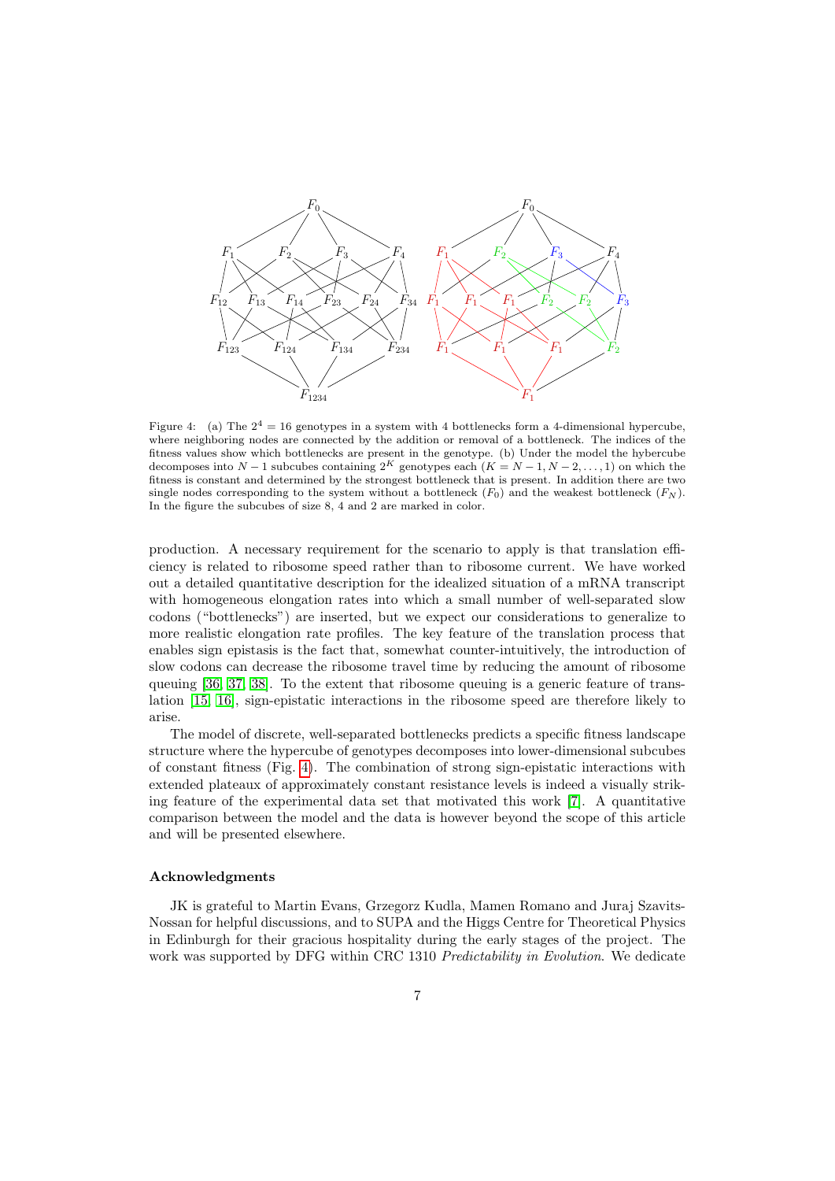Figure 4: (a) The $2^4 = 16$ genotypes in a system with 4 bottlenecks form a 4-dimensional hypercube, where neighboring nodes are connected by the addition or removal of a bottleneck. The indices of the fitness values show which bottlenecks are present in the genotype. (b) Under the model the hybercube decomposes into $N-1$ subcubes containing $2^K$ genotypes each ($K = N-1, N-2, \ldots, 1$) on which the fitness is constant and determined by the strongest bottleneck that is present. In addition there are two single nodes corresponding to the system without a bottleneck ($F_0$) and the weakest bottleneck ($F_N$). In the figure the subcubes of size 8, 4 and 2 are marked in color.

production. A necessary requirement for the scenario to apply is that translation efficiency is related to ribosome speed rather than to ribosome current. We have worked out a detailed quantitative description for the idealized situation of a mRNA transcript with homogeneous elongation rates into which a small number of well-separated slow codons ("bottlenecks") are inserted, but we expect our considerations to generalize to more realistic elongation rate profiles. The key feature of the translation process that enables sign epistasis is the fact that, somewhat counter-intuitively, the introduction of slow codons can decrease the ribosome travel time by reducing the amount of ribosome queuing [36, 37, 38]. To the extent that ribosome queuing is a generic feature of translation [15, 16], sign-epistatic interactions in the ribosome speed are therefore likely to arise.

The model of discrete, well-separated bottlenecks predicts a specific fitness landscape structure where the hypercube of genotypes decomposes into lower-dimensional subcubes of constant fitness (Fig. 4). The combination of strong sign-epistatic interactions with extended plateaux of approximately constant resistance levels is indeed a visually striking feature of the experimental data set that motivated this work [7]. A quantitative comparison between the model and the data is however beyond the scope of this article and will be presented elsewhere.

### Acknowledgments

JK is grateful to Martin Evans, Grzegorz Kudla, Mamen Romano and Juraj Szavits-Nossan for helpful discussions, and to SUPA and the Higgs Centre for Theoretical Physics in Edinburgh for their gracious hospitality during the early stages of the project. The work was supported by DFG within CRC 1310 *Predictability in Evolution*. We dedicate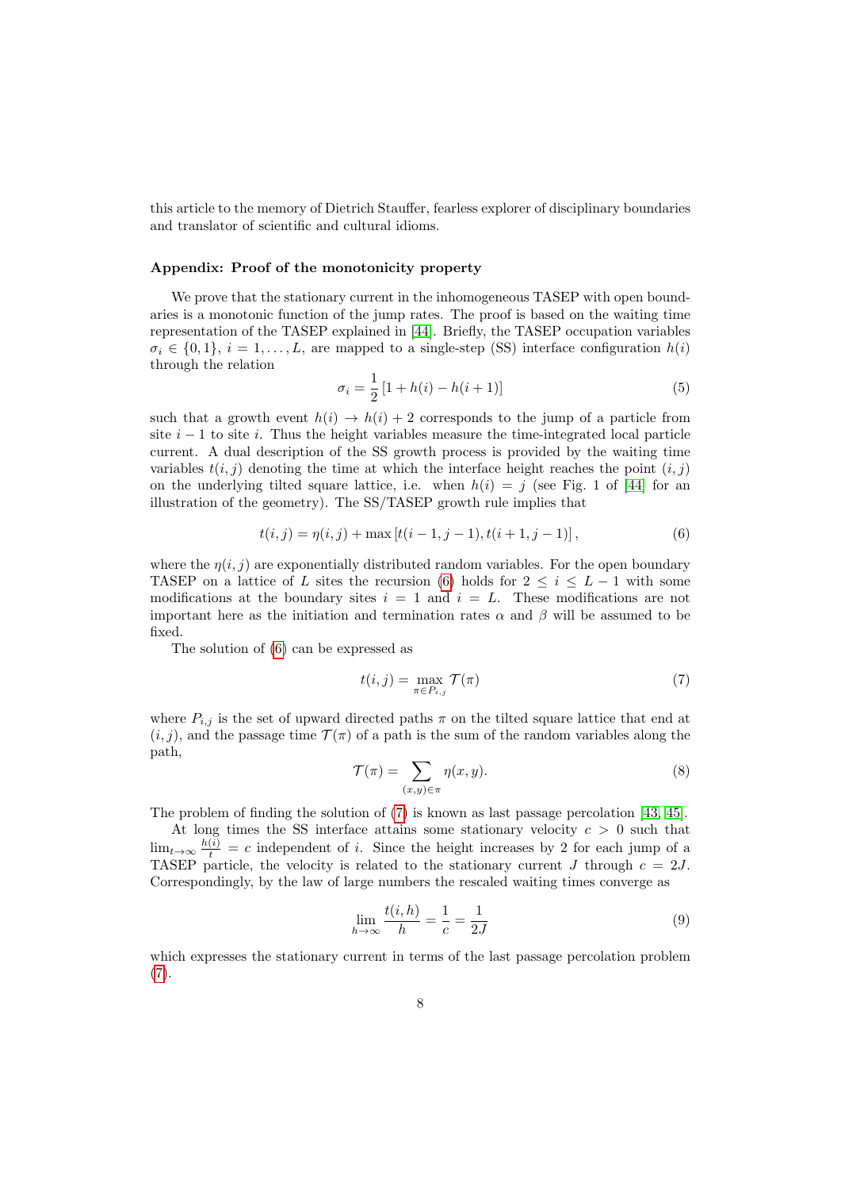this article to the memory of Dietrich Stauffer, fearless explorer of disciplinary boundaries and translator of scientific and cultural idioms.

### Appendix: Proof of the monotonicity property

We prove that the stationary current in the inhomogeneous TASEP with open boundaries is a monotonic function of the jump rates. The proof is based on the waiting time representation of the TASEP explained in [44]. Briefly, the TASEP occupation variables $\sigma_i \in \{0, 1\}$, $i = 1, \ldots, L$, are mapped to a single-step (SS) interface configuration $h(i)$ through the relation

$$\sigma_i = \frac{1}{2}\left[1 + h(i) - h(i+1)\right] \tag{5}$$

such that a growth event $h(i) \to h(i) + 2$ corresponds to the jump of a particle from site $i-1$ to site $i$. Thus the height variables measure the time-integrated local particle current. A dual description of the SS growth process is provided by the waiting time variables $t(i,j)$ denoting the time at which the interface height reaches the point $(i,j)$ on the underlying tilted square lattice, i.e. when $h(i) = j$ (see Fig. 1 of [44] for an illustration of the geometry). The SS/TASEP growth rule implies that

$$t(i,j) = \eta(i,j) + \max\left[t(i-1, j-1), t(i+1, j-1)\right], \tag{6}$$

where the $\eta(i,j)$ are exponentially distributed random variables. For the open boundary TASEP on a lattice of $L$ sites the recursion (6) holds for $2 \leq i \leq L-1$ with some modifications at the boundary sites $i = 1$ and $i = L$. These modifications are not important here as the initiation and termination rates $\alpha$ and $\beta$ will be assumed to be fixed.

The solution of (6) can be expressed as

$$t(i,j) = \max_{\pi \in P_{i,j}} \mathcal{T}(\pi) \tag{7}$$

where $P_{i,j}$ is the set of upward directed paths $\pi$ on the tilted square lattice that end at $(i,j)$, and the passage time $\mathcal{T}(\pi)$ of a path is the sum of the random variables along the path,

$$\mathcal{T}(\pi) = \sum_{(x,y)\in\pi} \eta(x,y). \tag{8}$$

The problem of finding the solution of (7) is known as last passage percolation [43, 45].

At long times the SS interface attains some stationary velocity $c > 0$ such that $\lim_{t\to\infty} \frac{h(i)}{t} = c$ independent of $i$. Since the height increases by 2 for each jump of a TASEP particle, the velocity is related to the stationary current $J$ through $c = 2J$. Correspondingly, by the law of large numbers the rescaled waiting times converge as

$$\lim_{h\to\infty} \frac{t(i,h)}{h} = \frac{1}{c} = \frac{1}{2J} \tag{9}$$

which expresses the stationary current in terms of the last passage percolation problem (7).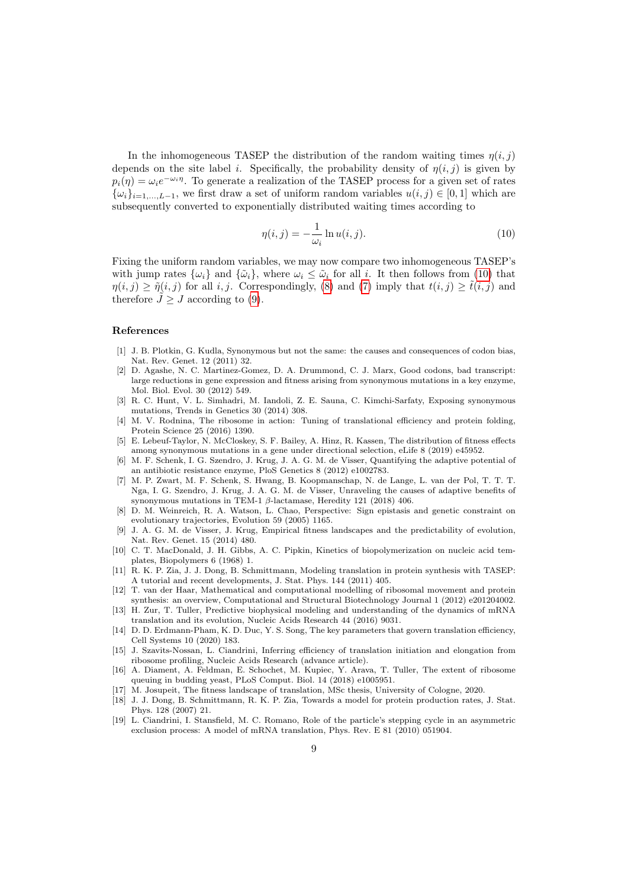In the inhomogeneous TASEP the distribution of the random waiting times $\eta(i,j)$ depends on the site label $i$. Specifically, the probability density of $\eta(i,j)$ is given by $p_i(\eta) = \omega_i e^{-\omega_i \eta}$. To generate a realization of the TASEP process for a given set of rates $\{\omega_i\}_{i=1,\dots,L-1}$, we first draw a set of uniform random variables $u(i,j) \in [0,1]$ which are subsequently converted to exponentially distributed waiting times according to

$$\eta(i,j) = -\frac{1}{\omega_i} \ln u(i,j). \tag{10}$$

Fixing the uniform random variables, we may now compare two inhomogeneous TASEP's with jump rates $\{\omega_i\}$ and $\{\tilde{\omega}_i\}$, where $\omega_i \leq \tilde{\omega}_i$ for all $i$. It then follows from (10) that $\eta(i,j) \geq \tilde{\eta}(i,j)$ for all $i,j$. Correspondingly, (8) and (7) imply that $t(i,j) \geq \tilde{t}(i,j)$ and therefore $\tilde{J} \geq J$ according to (9).

## References

[1] J. B. Plotkin, G. Kudla, Synonymous but not the same: the causes and consequences of codon bias, Nat. Rev. Genet. 12 (2011) 32.

[2] D. Agashe, N. C. Martinez-Gomez, D. A. Drummond, C. J. Marx, Good codons, bad transcript: large reductions in gene expression and fitness arising from synonymous mutations in a key enzyme, Mol. Biol. Evol. 30 (2012) 549.

[3] R. C. Hunt, V. L. Simhadri, M. Iandoli, Z. E. Sauna, C. Kimchi-Sarfaty, Exposing synonymous mutations, Trends in Genetics 30 (2014) 308.

[4] M. V. Rodnina, The ribosome in action: Tuning of translational efficiency and protein folding, Protein Science 25 (2016) 1390.

[5] E. Lebeuf-Taylor, N. McCloskey, S. F. Bailey, A. Hinz, R. Kassen, The distribution of fitness effects among synonymous mutations in a gene under directional selection, eLife 8 (2019) e45952.

[6] M. F. Schenk, I. G. Szendro, J. Krug, J. A. G. M. de Visser, Quantifying the adaptive potential of an antibiotic resistance enzyme, PloS Genetics 8 (2012) e1002783.

[7] M. P. Zwart, M. F. Schenk, S. Hwang, B. Koopmanschap, N. de Lange, L. van der Pol, T. T. T. Nga, I. G. Szendro, J. Krug, J. A. G. M. de Visser, Unraveling the causes of adaptive benefits of synonymous mutations in TEM-1 $\beta$-lactamase, Heredity 121 (2018) 406.

[8] D. M. Weinreich, R. A. Watson, L. Chao, Perspective: Sign epistasis and genetic constraint on evolutionary trajectories, Evolution 59 (2005) 1165.

[9] J. A. G. M. de Visser, J. Krug, Empirical fitness landscapes and the predictability of evolution, Nat. Rev. Genet. 15 (2014) 480.

[10] C. T. MacDonald, J. H. Gibbs, A. C. Pipkin, Kinetics of biopolymerization on nucleic acid templates, Biopolymers 6 (1968) 1.

[11] R. K. P. Zia, J. J. Dong, B. Schmittmann, Modeling translation in protein synthesis with TASEP: A tutorial and recent developments, J. Stat. Phys. 144 (2011) 405.

[12] T. van der Haar, Mathematical and computational modelling of ribosomal movement and protein synthesis: an overview, Computational and Structural Biotechnology Journal 1 (2012) e201204002.

[13] H. Zur, T. Tuller, Predictive biophysical modeling and understanding of the dynamics of mRNA translation and its evolution, Nucleic Acids Research 44 (2016) 9031.

[14] D. D. Erdmann-Pham, K. D. Duc, Y. S. Song, The key parameters that govern translation efficiency, Cell Systems 10 (2020) 183.

[15] J. Szavits-Nossan, L. Ciandrini, Inferring efficiency of translation initiation and elongation from ribosome profiling, Nucleic Acids Research (advance article).

[16] A. Diament, A. Feldman, E. Schochet, M. Kupiec, Y. Arava, T. Tuller, The extent of ribosome queuing in budding yeast, PLoS Comput. Biol. 14 (2018) e1005951.

[17] M. Josupeit, The fitness landscape of translation, MSc thesis, University of Cologne, 2020.

[18] J. J. Dong, B. Schmittmann, R. K. P. Zia, Towards a model for protein production rates, J. Stat. Phys. 128 (2007) 21.

[19] L. Ciandrini, I. Stansfield, M. C. Romano, Role of the particle's stepping cycle in an asymmetric exclusion process: A model of mRNA translation, Phys. Rev. E 81 (2010) 051904.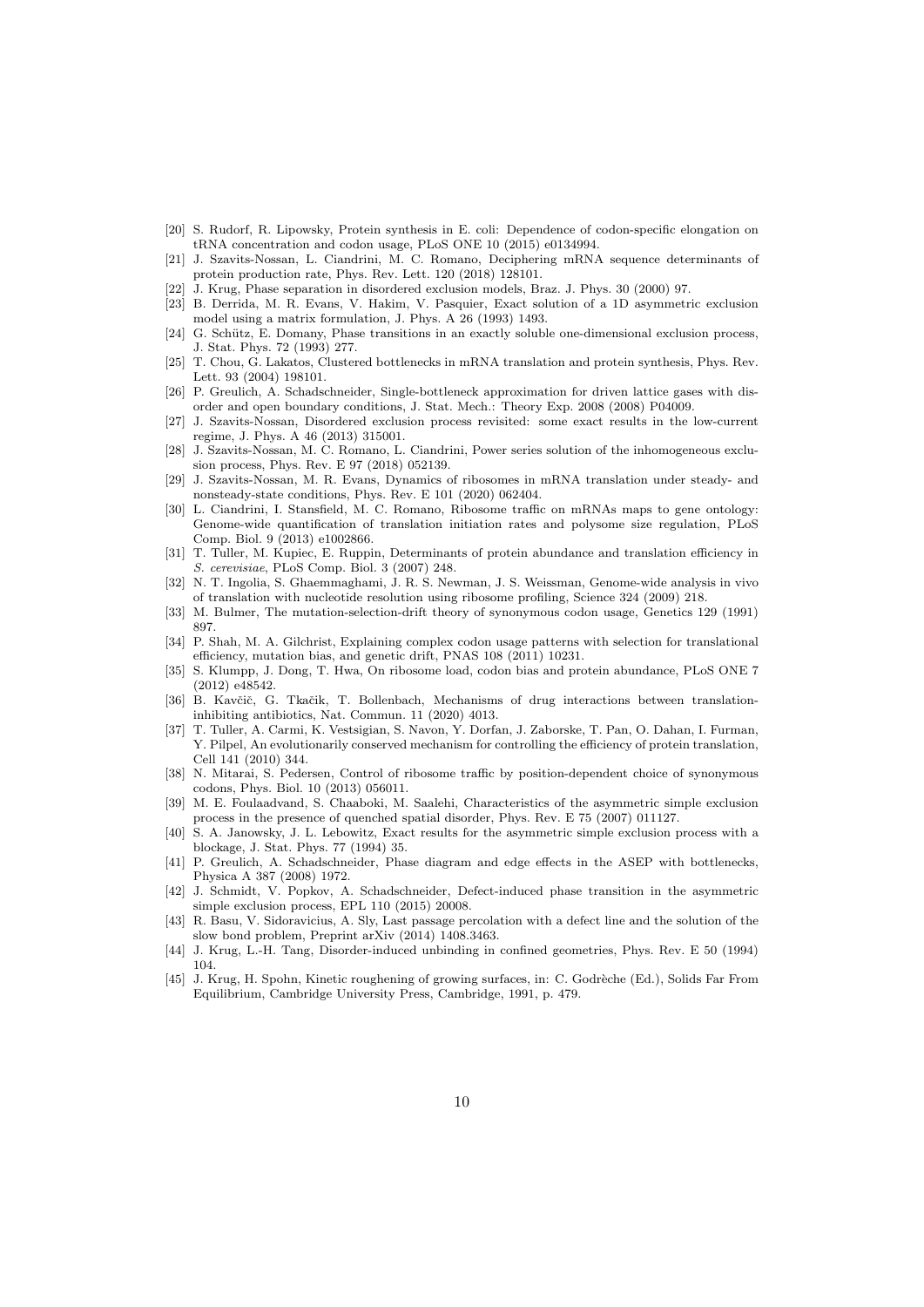[20] S. Rudorf, R. Lipowsky, Protein synthesis in E. coli: Dependence of codon-specific elongation on tRNA concentration and codon usage, PLoS ONE 10 (2015) e0134994.

[21] J. Szavits-Nossan, L. Ciandrini, M. C. Romano, Deciphering mRNA sequence determinants of protein production rate, Phys. Rev. Lett. 120 (2018) 128101.

[22] J. Krug, Phase separation in disordered exclusion models, Braz. J. Phys. 30 (2000) 97.

[23] B. Derrida, M. R. Evans, V. Hakim, V. Pasquier, Exact solution of a 1D asymmetric exclusion model using a matrix formulation, J. Phys. A 26 (1993) 1493.

[24] G. Schütz, E. Domany, Phase transitions in an exactly soluble one-dimensional exclusion process, J. Stat. Phys. 72 (1993) 277.

[25] T. Chou, G. Lakatos, Clustered bottlenecks in mRNA translation and protein synthesis, Phys. Rev. Lett. 93 (2004) 198101.

[26] P. Greulich, A. Schadschneider, Single-bottleneck approximation for driven lattice gases with disorder and open boundary conditions, J. Stat. Mech.: Theory Exp. 2008 (2008) P04009.

[27] J. Szavits-Nossan, Disordered exclusion process revisited: some exact results in the low-current regime, J. Phys. A 46 (2013) 315001.

[28] J. Szavits-Nossan, M. C. Romano, L. Ciandrini, Power series solution of the inhomogeneous exclusion process, Phys. Rev. E 97 (2018) 052139.

[29] J. Szavits-Nossan, M. R. Evans, Dynamics of ribosomes in mRNA translation under steady- and nonsteady-state conditions, Phys. Rev. E 101 (2020) 062404.

[30] L. Ciandrini, I. Stansfield, M. C. Romano, Ribosome traffic on mRNAs maps to gene ontology: Genome-wide quantification of translation initiation rates and polysome size regulation, PLoS Comp. Biol. 9 (2013) e1002866.

[31] T. Tuller, M. Kupiec, E. Ruppin, Determinants of protein abundance and translation efficiency in *S. cerevisiae*, PLoS Comp. Biol. 3 (2007) 248.

[32] N. T. Ingolia, S. Ghaemmaghami, J. R. S. Newman, J. S. Weissman, Genome-wide analysis in vivo of translation with nucleotide resolution using ribosome profiling, Science 324 (2009) 218.

[33] M. Bulmer, The mutation-selection-drift theory of synonymous codon usage, Genetics 129 (1991) 897.

[34] P. Shah, M. A. Gilchrist, Explaining complex codon usage patterns with selection for translational efficiency, mutation bias, and genetic drift, PNAS 108 (2011) 10231.

[35] S. Klumpp, J. Dong, T. Hwa, On ribosome load, codon bias and protein abundance, PLoS ONE 7 (2012) e48542.

[36] B. Kavčič, G. Tkačik, T. Bollenbach, Mechanisms of drug interactions between translation-inhibiting antibiotics, Nat. Commun. 11 (2020) 4013.

[37] T. Tuller, A. Carmi, K. Vestsigian, S. Navon, Y. Dorfan, J. Zaborske, T. Pan, O. Dahan, I. Furman, Y. Pilpel, An evolutionarily conserved mechanism for controlling the efficiency of protein translation, Cell 141 (2010) 344.

[38] N. Mitarai, S. Pedersen, Control of ribosome traffic by position-dependent choice of synonymous codons, Phys. Biol. 10 (2013) 056011.

[39] M. E. Foulaadvand, S. Chaaboki, M. Saalehi, Characteristics of the asymmetric simple exclusion process in the presence of quenched spatial disorder, Phys. Rev. E 75 (2007) 011127.

[40] S. A. Janowsky, J. L. Lebowitz, Exact results for the asymmetric simple exclusion process with a blockage, J. Stat. Phys. 77 (1994) 35.

[41] P. Greulich, A. Schadschneider, Phase diagram and edge effects in the ASEP with bottlenecks, Physica A 387 (2008) 1972.

[42] J. Schmidt, V. Popkov, A. Schadschneider, Defect-induced phase transition in the asymmetric simple exclusion process, EPL 110 (2015) 20008.

[43] R. Basu, V. Sidoravicius, A. Sly, Last passage percolation with a defect line and the solution of the slow bond problem, Preprint arXiv (2014) 1408.3463.

[44] J. Krug, L.-H. Tang, Disorder-induced unbinding in confined geometries, Phys. Rev. E 50 (1994) 104.

[45] J. Krug, H. Spohn, Kinetic roughening of growing surfaces, in: C. Godrèche (Ed.), Solids Far From Equilibrium, Cambridge University Press, Cambridge, 1991, p. 479.